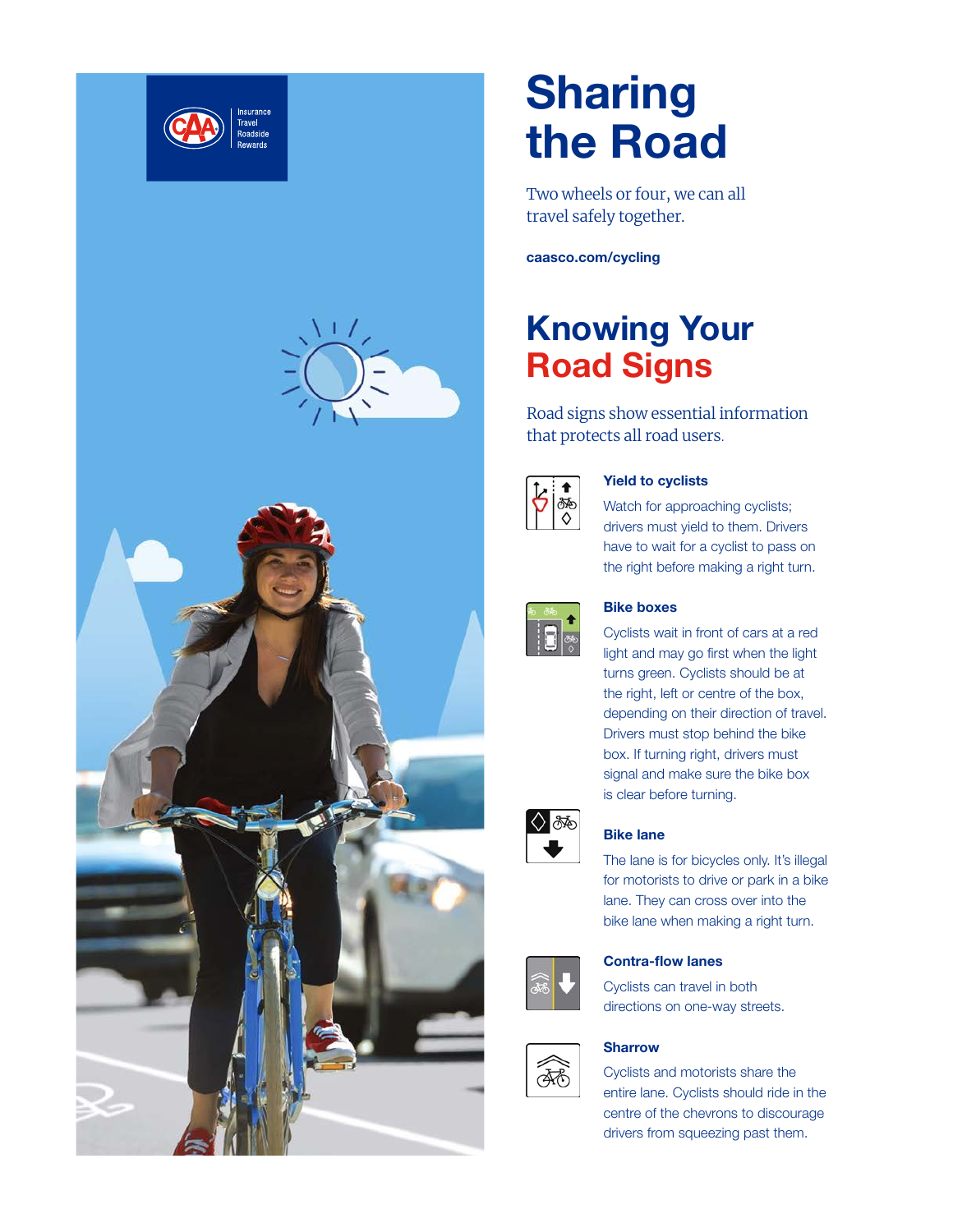# Sharing the Road

Two wheels or four, we can all travel safely together.

**caasco.com/cycling**

## Knowing Your Road Signs

Road signs show essential information that protects all road users.

### Yield to cyclists

Watch for approaching cyclists; drivers must yield to them. Drivers have to wait for a cyclist to pass on the right before making a right turn.

### Bike boxes

Cyclists wait in front of cars at a red light and may go first when the light turns green. Cyclists should be at the right, left or centre of the box, depending on their direction of travel. Drivers must stop behind the bike box. If turning right, drivers must signal and make sure the bike box is clear before turning.

### Bike lane

The lane is for bicycles only. It's illegal for motorists to drive or park in a bike lane. They can cross over into the bike lane when making a right turn.

### Contra-flow lanes

Cyclists can travel in both directions on one-way streets.

### Sharrow

Cyclists and motorists share the entire lane. Cyclists should ride in the centre of the chevrons to discourage drivers from squeezing past them.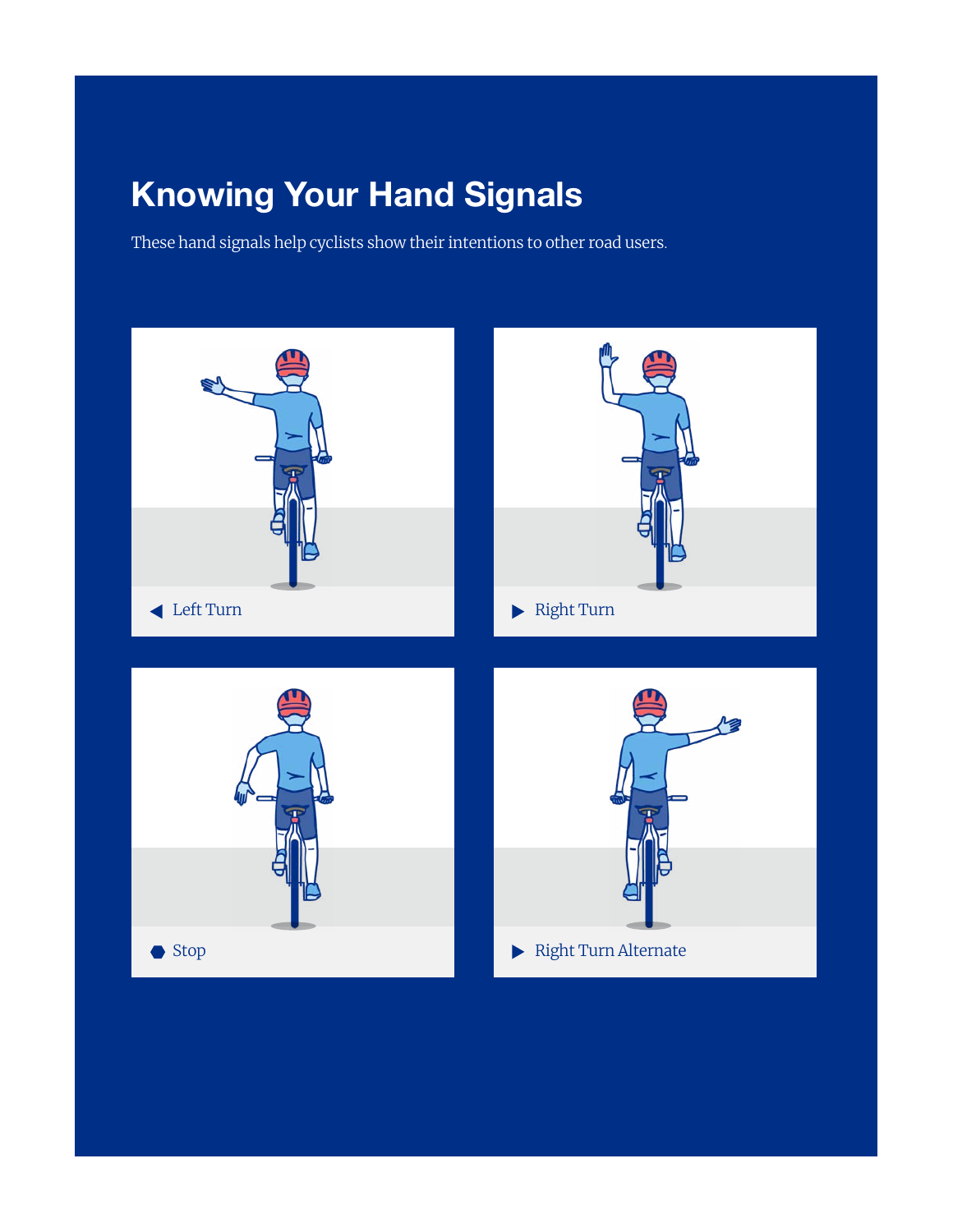# Knowing Your Hand Signals

These hand signals help cyclists show their intentions to other road users.

◀ Left Turn

▶ Right Turn

⬣ Stop

▶ Right Turn Alternate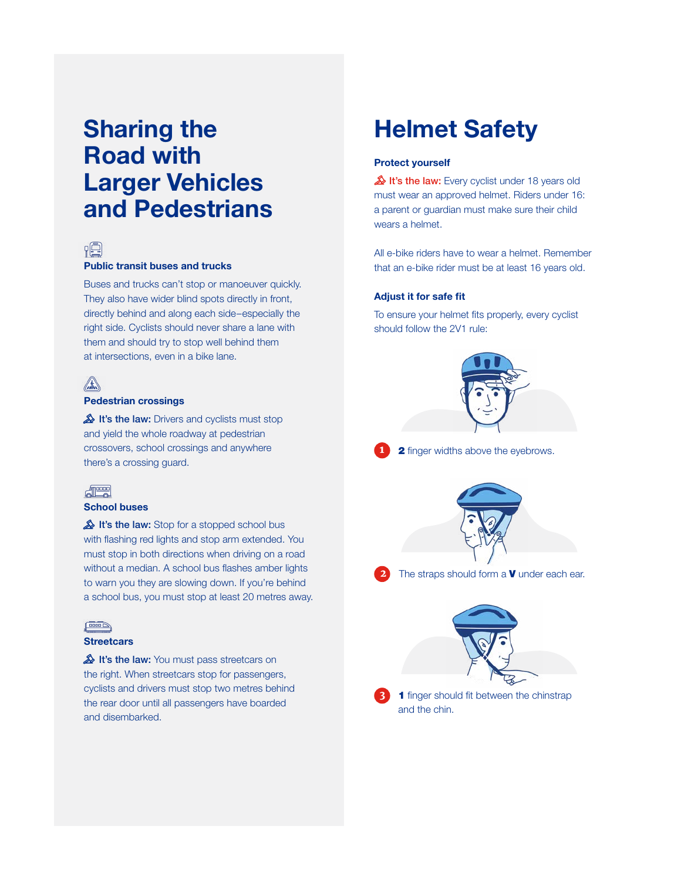# Sharing the Road with Larger Vehicles and Pedestrians

### Public transit buses and trucks

Buses and trucks can't stop or manoeuver quickly. They also have wider blind spots directly in front, directly behind and along each side–especially the right side. Cyclists should never share a lane with them and should try to stop well behind them at intersections, even in a bike lane.

### Pedestrian crossings

**It's the law:** Drivers and cyclists must stop and yield the whole roadway at pedestrian crossovers, school crossings and anywhere there's a crossing guard.

### School buses

**It's the law:** Stop for a stopped school bus with flashing red lights and stop arm extended. You must stop in both directions when driving on a road without a median. A school bus flashes amber lights to warn you they are slowing down. If you're behind a school bus, you must stop at least 20 metres away.

### Streetcars

**It's the law:** You must pass streetcars on the right. When streetcars stop for passengers, cyclists and drivers must stop two metres behind the rear door until all passengers have boarded and disembarked.

# Helmet Safety

### Protect yourself

**It's the law:** Every cyclist under 18 years old must wear an approved helmet. Riders under 16: a parent or guardian must make sure their child wears a helmet.

All e-bike riders have to wear a helmet. Remember that an e-bike rider must be at least 16 years old.

### Adjust it for safe fit

To ensure your helmet fits properly, every cyclist should follow the 2V1 rule:

1. **2** finger widths above the eyebrows.
2. The straps should form a **V** under each ear.
3. **1** finger should fit between the chinstrap and the chin.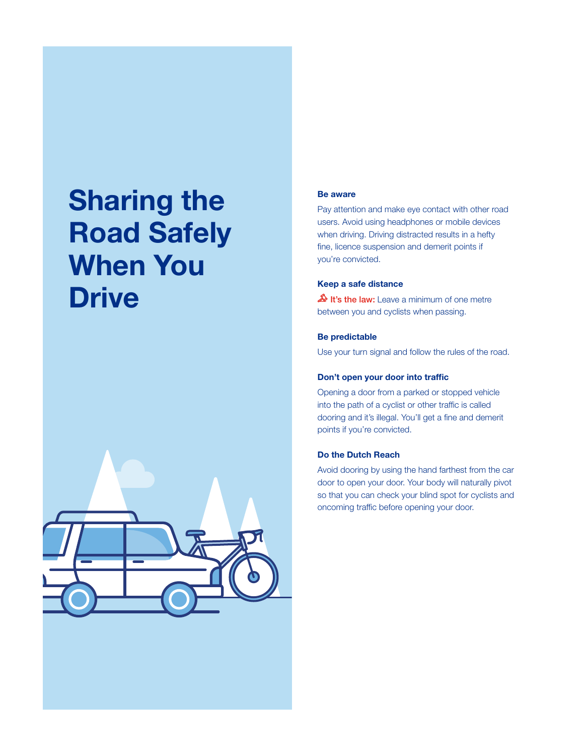# Sharing the Road Safely When You Drive

**Be aware**

Pay attention and make eye contact with other road users. Avoid using headphones or mobile devices when driving. Driving distracted results in a hefty fine, licence suspension and demerit points if you're convicted.

**Keep a safe distance**

**It's the law:** Leave a minimum of one metre between you and cyclists when passing.

**Be predictable**

Use your turn signal and follow the rules of the road.

**Don't open your door into traffic**

Opening a door from a parked or stopped vehicle into the path of a cyclist or other traffic is called dooring and it's illegal. You'll get a fine and demerit points if you're convicted.

**Do the Dutch Reach**

Avoid dooring by using the hand farthest from the car door to open your door. Your body will naturally pivot so that you can check your blind spot for cyclists and oncoming traffic before opening your door.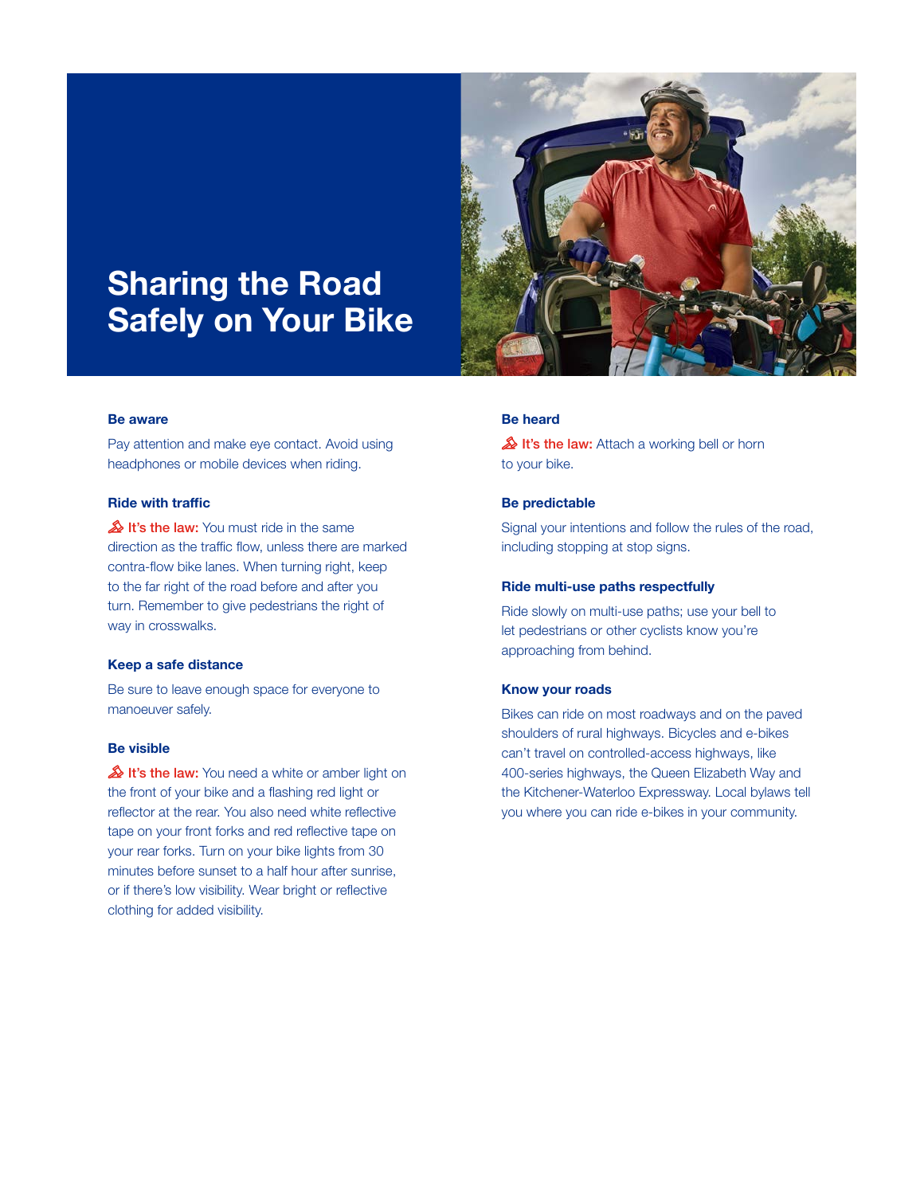# Sharing the Road Safely on Your Bike

### Be aware

Pay attention and make eye contact. Avoid using headphones or mobile devices when riding.

### Ride with traffic

**It's the law:** You must ride in the same direction as the traffic flow, unless there are marked contra-flow bike lanes. When turning right, keep to the far right of the road before and after you turn. Remember to give pedestrians the right of way in crosswalks.

### Keep a safe distance

Be sure to leave enough space for everyone to manoeuver safely.

### Be visible

**It's the law:** You need a white or amber light on the front of your bike and a flashing red light or reflector at the rear. You also need white reflective tape on your front forks and red reflective tape on your rear forks. Turn on your bike lights from 30 minutes before sunset to a half hour after sunrise, or if there's low visibility. Wear bright or reflective clothing for added visibility.

### Be heard

**It's the law:** Attach a working bell or horn to your bike.

### Be predictable

Signal your intentions and follow the rules of the road, including stopping at stop signs.

### Ride multi-use paths respectfully

Ride slowly on multi-use paths; use your bell to let pedestrians or other cyclists know you're approaching from behind.

### Know your roads

Bikes can ride on most roadways and on the paved shoulders of rural highways. Bicycles and e-bikes can't travel on controlled-access highways, like 400-series highways, the Queen Elizabeth Way and the Kitchener-Waterloo Expressway. Local bylaws tell you where you can ride e-bikes in your community.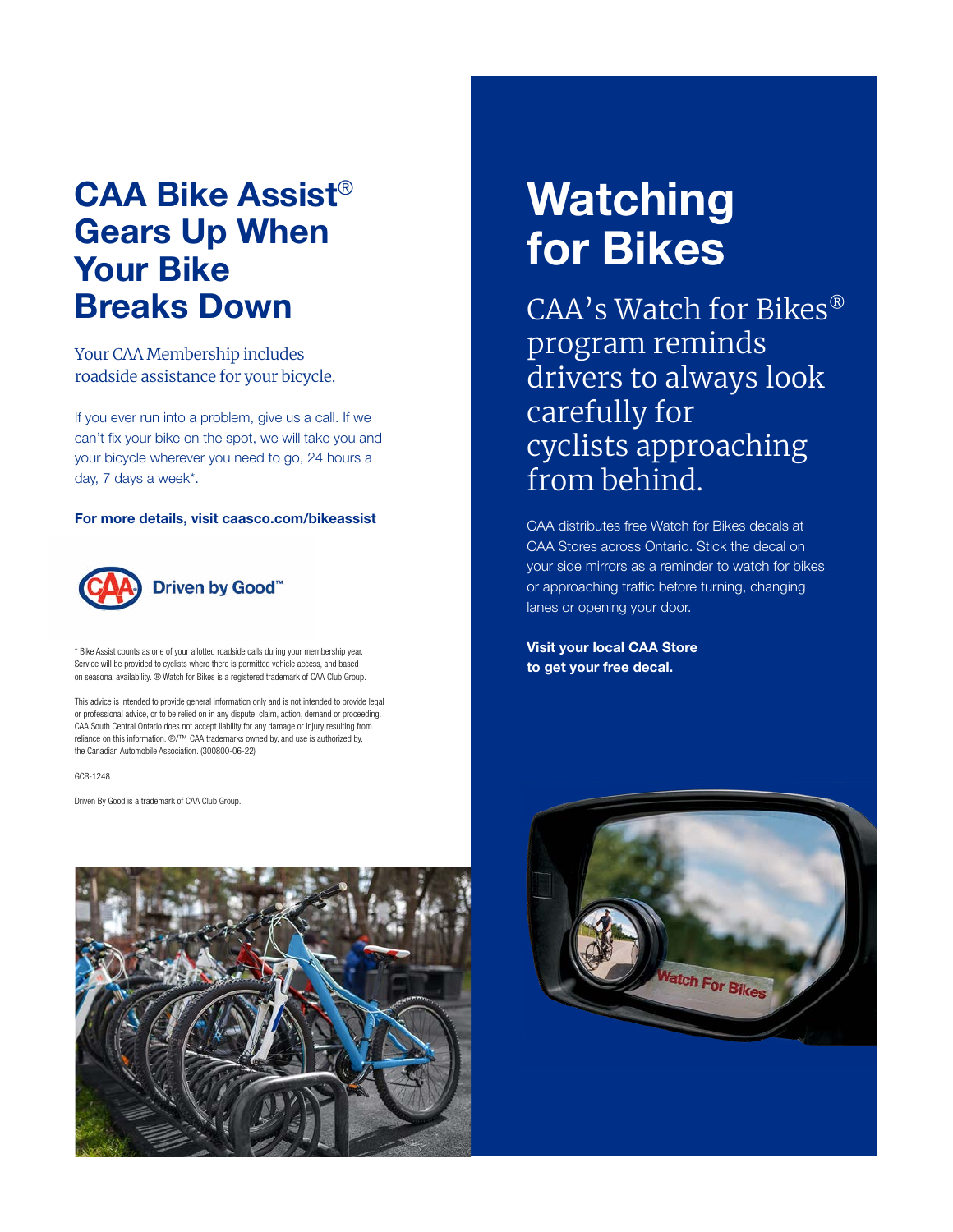# CAA Bike Assist® Gears Up When Your Bike Breaks Down

Your CAA Membership includes roadside assistance for your bicycle.

If you ever run into a problem, give us a call. If we can't fix your bike on the spot, we will take you and your bicycle wherever you need to go, 24 hours a day, 7 days a week*.

**For more details, visit caasco.com/bikeassist**

CAA Driven by Good™

* Bike Assist counts as one of your allotted roadside calls during your membership year. Service will be provided to cyclists where there is permitted vehicle access, and based on seasonal availability. ® Watch for Bikes is a registered trademark of CAA Club Group.

This advice is intended to provide general information only and is not intended to provide legal or professional advice, or to be relied on in any dispute, claim, action, demand or proceeding. CAA South Central Ontario does not accept liability for any damage or injury resulting from reliance on this information. ®/™ CAA trademarks owned by, and use is authorized by, the Canadian Automobile Association. (300800-06-22)

GCR-1248

Driven By Good is a trademark of CAA Club Group.

# Watching for Bikes

CAA's Watch for Bikes® program reminds drivers to always look carefully for cyclists approaching from behind.

CAA distributes free Watch for Bikes decals at CAA Stores across Ontario. Stick the decal on your side mirrors as a reminder to watch for bikes or approaching traffic before turning, changing lanes or opening your door.

**Visit your local CAA Store to get your free decal.**